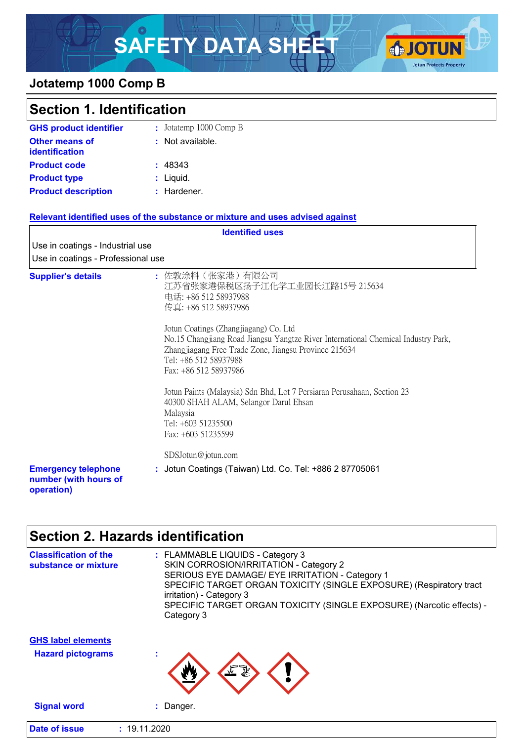# SAFETY DATA SHEET

## Jotatemp 1000 Comp B

## Section 1. Identification

**GHS product identifier** : Jotatemp 1000 Comp B

**Other means of identification** : Not available.

**Product code** : 48343

**Product type** : Liquid.

**Product description** : Hardener.

**Relevant identified uses of the substance or mixture and uses advised against**

| Identified uses |
|---|
| Use in coatings - Industrial use |
| Use in coatings - Professional use |

**Supplier's details** :

佐敦涂料（张家港）有限公司
江苏省张家港保税区扬子江化学工业园长江路15号 215634
电话: +86 512 58937988
传真: +86 512 58937986

Jotun Coatings (Zhangjiagang) Co. Ltd
No.15 Changjiang Road Jiangsu Yangtze River International Chemical Industry Park, Zhangjiagang Free Trade Zone, Jiangsu Province 215634
Tel: +86 512 58937988
Fax: +86 512 58937986

Jotun Paints (Malaysia) Sdn Bhd, Lot 7 Persiaran Perusahaan, Section 23
40300 SHAH ALAM, Selangor Darul Ehsan
Malaysia
Tel: +603 51235500
Fax: +603 51235599

SDSJotun@jotun.com

**Emergency telephone number (with hours of operation)** : Jotun Coatings (Taiwan) Ltd. Co. Tel: +886 2 87705061

## Section 2. Hazards identification

**Classification of the substance or mixture** :

FLAMMABLE LIQUIDS - Category 3
SKIN CORROSION/IRRITATION - Category 2
SERIOUS EYE DAMAGE/ EYE IRRITATION - Category 1
SPECIFIC TARGET ORGAN TOXICITY (SINGLE EXPOSURE) (Respiratory tract irritation) - Category 3
SPECIFIC TARGET ORGAN TOXICITY (SINGLE EXPOSURE) (Narcotic effects) - Category 3

**GHS label elements**

**Hazard pictograms** :

**Signal word** : Danger.

**Date of issue** : 19.11.2020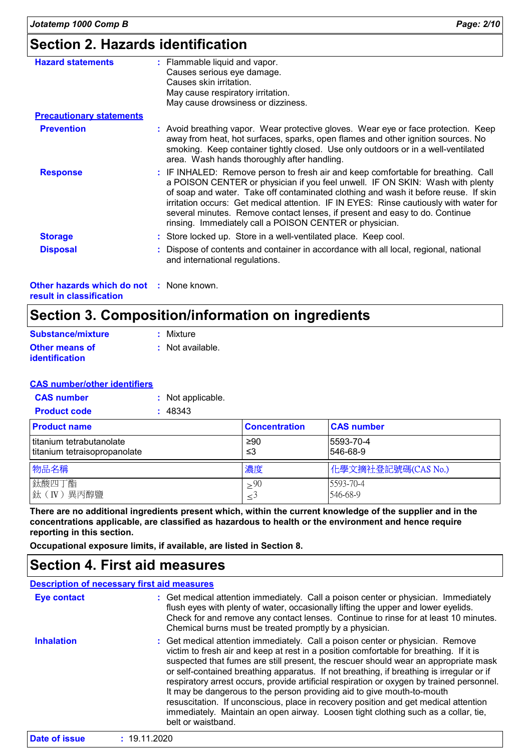## Section 2. Hazards identification

**Hazard statements** : Flammable liquid and vapor.
Causes serious eye damage.
Causes skin irritation.
May cause respiratory irritation.
May cause drowsiness or dizziness.

**Precautionary statements**

**Prevention** : Avoid breathing vapor. Wear protective gloves. Wear eye or face protection. Keep away from heat, hot surfaces, sparks, open flames and other ignition sources. No smoking. Keep container tightly closed. Use only outdoors or in a well-ventilated area. Wash hands thoroughly after handling.

**Response** : IF INHALED: Remove person to fresh air and keep comfortable for breathing. Call a POISON CENTER or physician if you feel unwell. IF ON SKIN: Wash with plenty of soap and water. Take off contaminated clothing and wash it before reuse. If skin irritation occurs: Get medical attention. IF IN EYES: Rinse cautiously with water for several minutes. Remove contact lenses, if present and easy to do. Continue rinsing. Immediately call a POISON CENTER or physician.

**Storage** : Store locked up. Store in a well-ventilated place. Keep cool.

**Disposal** : Dispose of contents and container in accordance with all local, regional, national and international regulations.

**Other hazards which do not result in classification** : None known.

## Section 3. Composition/information on ingredients

**Substance/mixture** : Mixture

**Other means of identification** : Not available.

**CAS number/other identifiers**

**CAS number** : Not applicable.

**Product code** : 48343

| Product name | Concentration | CAS number |
|---|---|---|
| titanium tetrabutanolate<br>titanium tetraisopropanolate | ≥90<br>≤3 | 5593-70-4<br>546-68-9 |

| 物品名稱 | 濃度 | 化學文摘社登記號碼(CAS No.) |
|---|---|---|
| 鈦酸四丁酯<br>鈦（IV）異丙醇鹽 | ≥90<br>≤3 | 5593-70-4<br>546-68-9 |

**There are no additional ingredients present which, within the current knowledge of the supplier and in the concentrations applicable, are classified as hazardous to health or the environment and hence require reporting in this section.**

**Occupational exposure limits, if available, are listed in Section 8.**

## Section 4. First aid measures

**Description of necessary first aid measures**

**Eye contact** : Get medical attention immediately. Call a poison center or physician. Immediately flush eyes with plenty of water, occasionally lifting the upper and lower eyelids. Check for and remove any contact lenses. Continue to rinse for at least 10 minutes. Chemical burns must be treated promptly by a physician.

**Inhalation** : Get medical attention immediately. Call a poison center or physician. Remove victim to fresh air and keep at rest in a position comfortable for breathing. If it is suspected that fumes are still present, the rescuer should wear an appropriate mask or self-contained breathing apparatus. If not breathing, if breathing is irregular or if respiratory arrest occurs, provide artificial respiration or oxygen by trained personnel. It may be dangerous to the person providing aid to give mouth-to-mouth resuscitation. If unconscious, place in recovery position and get medical attention immediately. Maintain an open airway. Loosen tight clothing such as a collar, tie, belt or waistband.

**Date of issue** : 19.11.2020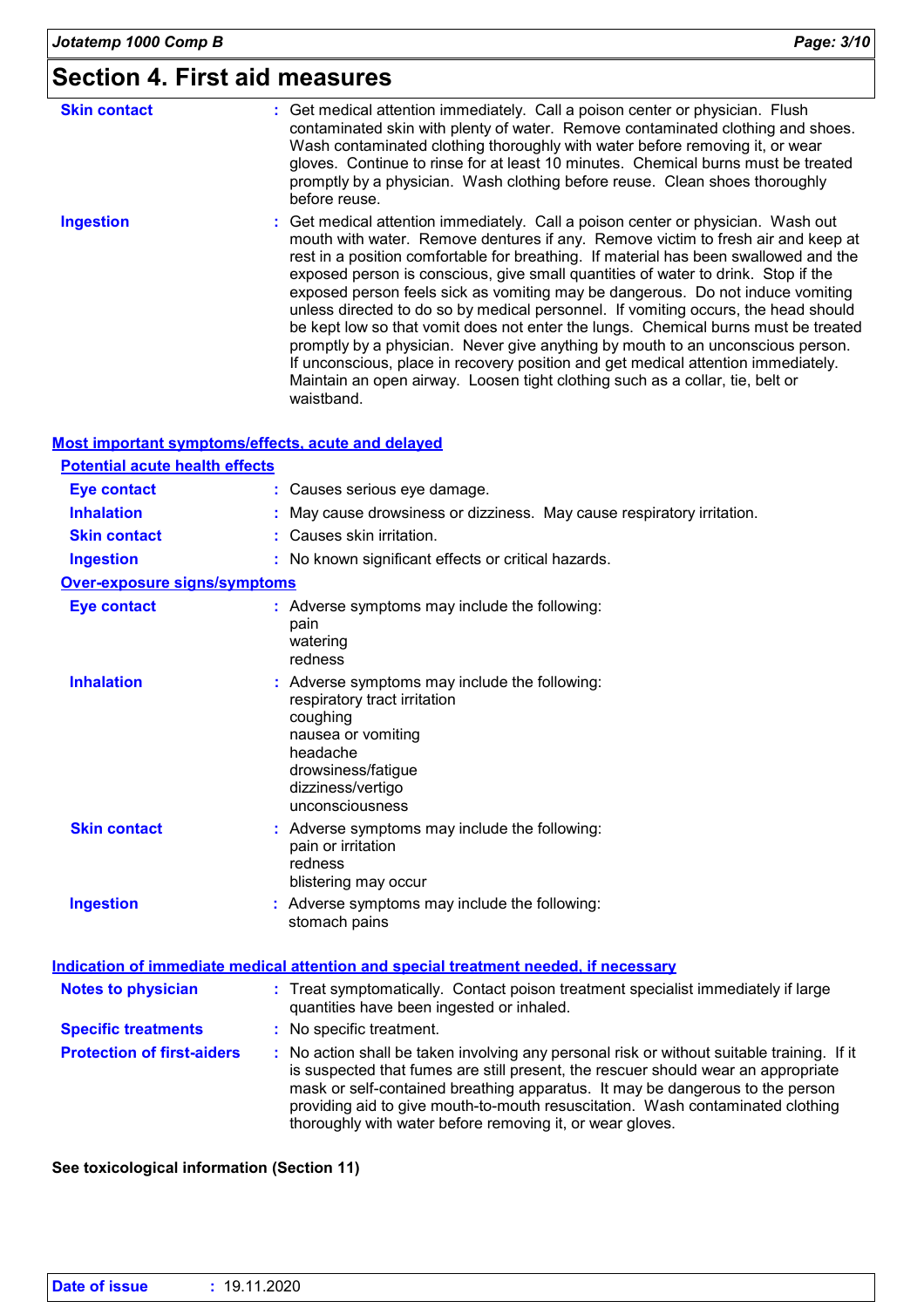## Section 4. First aid measures

**Skin contact** : Get medical attention immediately. Call a poison center or physician. Flush contaminated skin with plenty of water. Remove contaminated clothing and shoes. Wash contaminated clothing thoroughly with water before removing it, or wear gloves. Continue to rinse for at least 10 minutes. Chemical burns must be treated promptly by a physician. Wash clothing before reuse. Clean shoes thoroughly before reuse.

**Ingestion** : Get medical attention immediately. Call a poison center or physician. Wash out mouth with water. Remove dentures if any. Remove victim to fresh air and keep at rest in a position comfortable for breathing. If material has been swallowed and the exposed person is conscious, give small quantities of water to drink. Stop if the exposed person feels sick as vomiting may be dangerous. Do not induce vomiting unless directed to do so by medical personnel. If vomiting occurs, the head should be kept low so that vomit does not enter the lungs. Chemical burns must be treated promptly by a physician. Never give anything by mouth to an unconscious person. If unconscious, place in recovery position and get medical attention immediately. Maintain an open airway. Loosen tight clothing such as a collar, tie, belt or waistband.

### Most important symptoms/effects, acute and delayed

#### Potential acute health effects

**Eye contact** : Causes serious eye damage.

**Inhalation** : May cause drowsiness or dizziness. May cause respiratory irritation.

**Skin contact** : Causes skin irritation.

**Ingestion** : No known significant effects or critical hazards.

#### Over-exposure signs/symptoms

**Eye contact** : Adverse symptoms may include the following:
pain
watering
redness

**Inhalation** : Adverse symptoms may include the following:
respiratory tract irritation
coughing
nausea or vomiting
headache
drowsiness/fatigue
dizziness/vertigo
unconsciousness

**Skin contact** : Adverse symptoms may include the following:
pain or irritation
redness
blistering may occur

**Ingestion** : Adverse symptoms may include the following:
stomach pains

### Indication of immediate medical attention and special treatment needed, if necessary

**Notes to physician** : Treat symptomatically. Contact poison treatment specialist immediately if large quantities have been ingested or inhaled.

**Specific treatments** : No specific treatment.

**Protection of first-aiders** : No action shall be taken involving any personal risk or without suitable training. If it is suspected that fumes are still present, the rescuer should wear an appropriate mask or self-contained breathing apparatus. It may be dangerous to the person providing aid to give mouth-to-mouth resuscitation. Wash contaminated clothing thoroughly with water before removing it, or wear gloves.

**See toxicological information (Section 11)**

**Date of issue** : 19.11.2020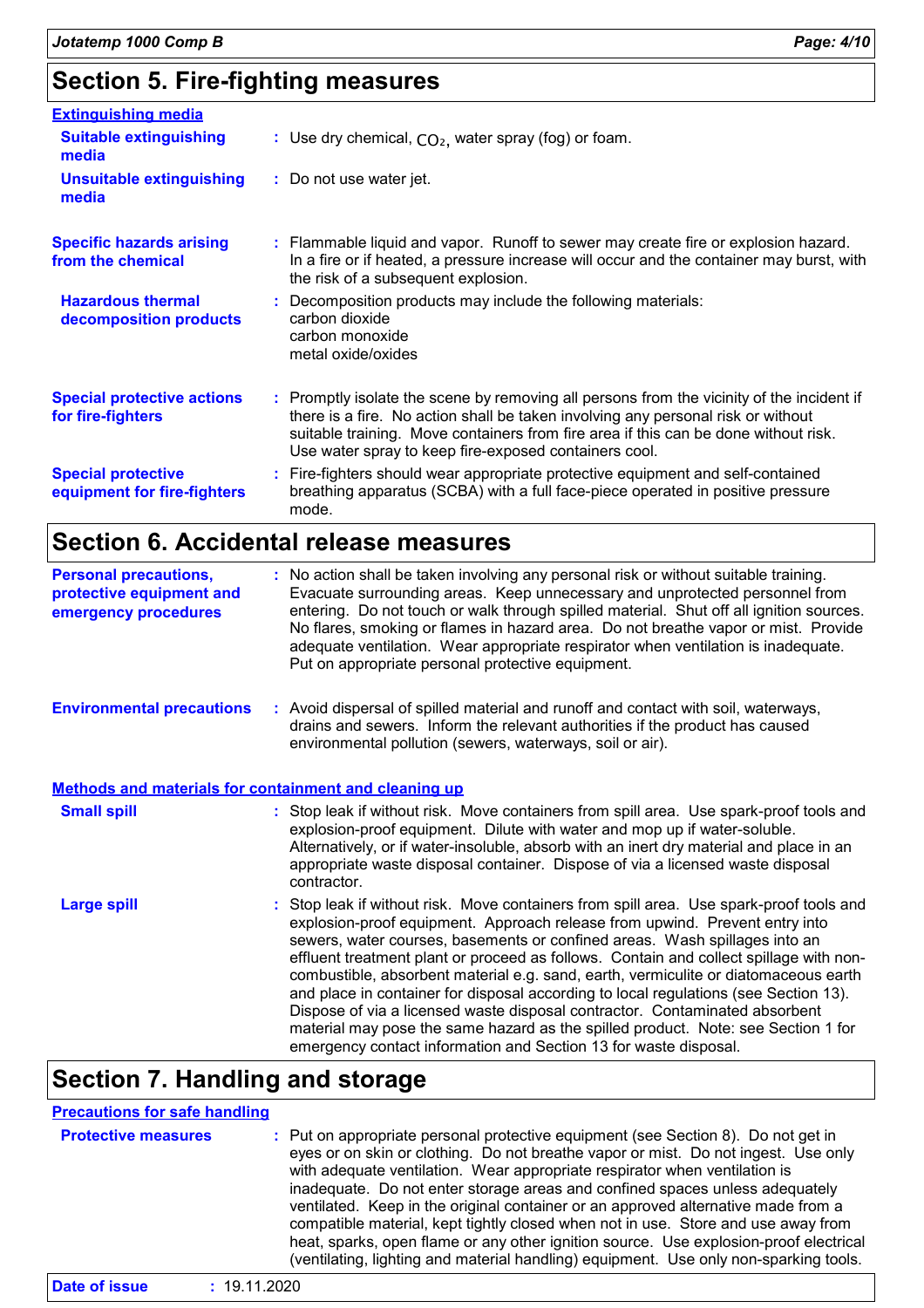## Section 5. Fire-fighting measures

**Extinguishing media**

**Suitable extinguishing media** : Use dry chemical, $CO_2$, water spray (fog) or foam.

**Unsuitable extinguishing media** : Do not use water jet.

**Specific hazards arising from the chemical** : Flammable liquid and vapor. Runoff to sewer may create fire or explosion hazard. In a fire or if heated, a pressure increase will occur and the container may burst, with the risk of a subsequent explosion.

**Hazardous thermal decomposition products** : Decomposition products may include the following materials:
carbon dioxide
carbon monoxide
metal oxide/oxides

**Special protective actions for fire-fighters** : Promptly isolate the scene by removing all persons from the vicinity of the incident if there is a fire. No action shall be taken involving any personal risk or without suitable training. Move containers from fire area if this can be done without risk. Use water spray to keep fire-exposed containers cool.

**Special protective equipment for fire-fighters** : Fire-fighters should wear appropriate protective equipment and self-contained breathing apparatus (SCBA) with a full face-piece operated in positive pressure mode.

## Section 6. Accidental release measures

**Personal precautions, protective equipment and emergency procedures** : No action shall be taken involving any personal risk or without suitable training. Evacuate surrounding areas. Keep unnecessary and unprotected personnel from entering. Do not touch or walk through spilled material. Shut off all ignition sources. No flares, smoking or flames in hazard area. Do not breathe vapor or mist. Provide adequate ventilation. Wear appropriate respirator when ventilation is inadequate. Put on appropriate personal protective equipment.

**Environmental precautions** : Avoid dispersal of spilled material and runoff and contact with soil, waterways, drains and sewers. Inform the relevant authorities if the product has caused environmental pollution (sewers, waterways, soil or air).

**Methods and materials for containment and cleaning up**

**Small spill** : Stop leak if without risk. Move containers from spill area. Use spark-proof tools and explosion-proof equipment. Dilute with water and mop up if water-soluble. Alternatively, or if water-insoluble, absorb with an inert dry material and place in an appropriate waste disposal container. Dispose of via a licensed waste disposal contractor.

**Large spill** : Stop leak if without risk. Move containers from spill area. Use spark-proof tools and explosion-proof equipment. Approach release from upwind. Prevent entry into sewers, water courses, basements or confined areas. Wash spillages into an effluent treatment plant or proceed as follows. Contain and collect spillage with non-combustible, absorbent material e.g. sand, earth, vermiculite or diatomaceous earth and place in container for disposal according to local regulations (see Section 13). Dispose of via a licensed waste disposal contractor. Contaminated absorbent material may pose the same hazard as the spilled product. Note: see Section 1 for emergency contact information and Section 13 for waste disposal.

## Section 7. Handling and storage

**Precautions for safe handling**

**Protective measures** : Put on appropriate personal protective equipment (see Section 8). Do not get in eyes or on skin or clothing. Do not breathe vapor or mist. Do not ingest. Use only with adequate ventilation. Wear appropriate respirator when ventilation is inadequate. Do not enter storage areas and confined spaces unless adequately ventilated. Keep in the original container or an approved alternative made from a compatible material, kept tightly closed when not in use. Store and use away from heat, sparks, open flame or any other ignition source. Use explosion-proof electrical (ventilating, lighting and material handling) equipment. Use only non-sparking tools.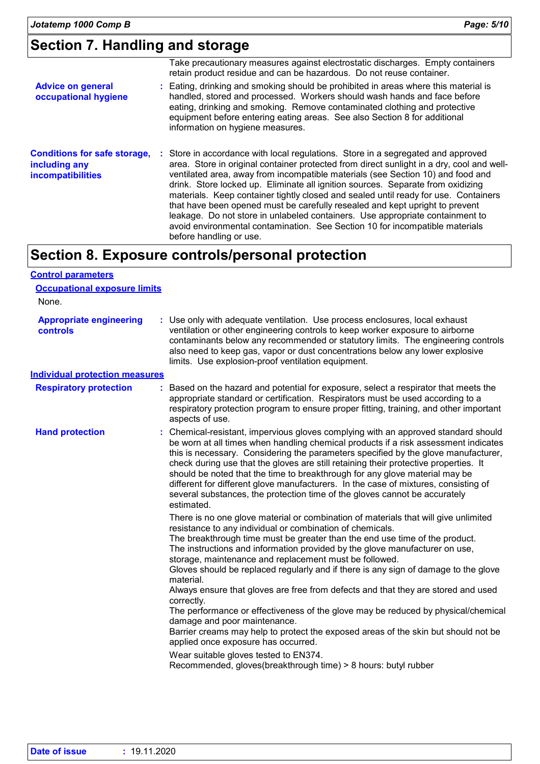## Section 7. Handling and storage

Take precautionary measures against electrostatic discharges. Empty containers retain product residue and can be hazardous. Do not reuse container.

**Advice on general occupational hygiene** : Eating, drinking and smoking should be prohibited in areas where this material is handled, stored and processed. Workers should wash hands and face before eating, drinking and smoking. Remove contaminated clothing and protective equipment before entering eating areas. See also Section 8 for additional information on hygiene measures.

**Conditions for safe storage, including any incompatibilities** : Store in accordance with local regulations. Store in a segregated and approved area. Store in original container protected from direct sunlight in a dry, cool and well-ventilated area, away from incompatible materials (see Section 10) and food and drink. Store locked up. Eliminate all ignition sources. Separate from oxidizing materials. Keep container tightly closed and sealed until ready for use. Containers that have been opened must be carefully resealed and kept upright to prevent leakage. Do not store in unlabeled containers. Use appropriate containment to avoid environmental contamination. See Section 10 for incompatible materials before handling or use.

## Section 8. Exposure controls/personal protection

### Control parameters

#### Occupational exposure limits

None.

**Appropriate engineering controls** : Use only with adequate ventilation. Use process enclosures, local exhaust ventilation or other engineering controls to keep worker exposure to airborne contaminants below any recommended or statutory limits. The engineering controls also need to keep gas, vapor or dust concentrations below any lower explosive limits. Use explosion-proof ventilation equipment.

### Individual protection measures

**Respiratory protection** : Based on the hazard and potential for exposure, select a respirator that meets the appropriate standard or certification. Respirators must be used according to a respiratory protection program to ensure proper fitting, training, and other important aspects of use.

**Hand protection** : Chemical-resistant, impervious gloves complying with an approved standard should be worn at all times when handling chemical products if a risk assessment indicates this is necessary. Considering the parameters specified by the glove manufacturer, check during use that the gloves are still retaining their protective properties. It should be noted that the time to breakthrough for any glove material may be different for different glove manufacturers. In the case of mixtures, consisting of several substances, the protection time of the gloves cannot be accurately estimated.

There is no one glove material or combination of materials that will give unlimited resistance to any individual or combination of chemicals.
The breakthrough time must be greater than the end use time of the product.
The instructions and information provided by the glove manufacturer on use, storage, maintenance and replacement must be followed.
Gloves should be replaced regularly and if there is any sign of damage to the glove material.
Always ensure that gloves are free from defects and that they are stored and used correctly.
The performance or effectiveness of the glove may be reduced by physical/chemical damage and poor maintenance.
Barrier creams may help to protect the exposed areas of the skin but should not be applied once exposure has occurred.

Wear suitable gloves tested to EN374.
Recommended, gloves(breakthrough time) > 8 hours: butyl rubber

**Date of issue** : 19.11.2020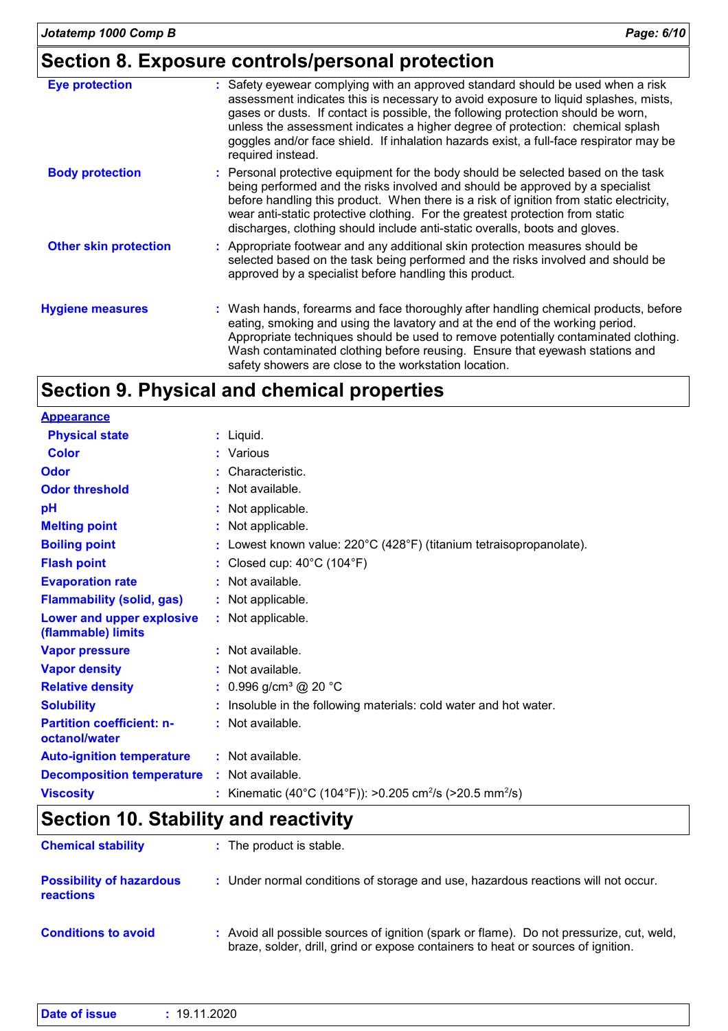## Section 8. Exposure controls/personal protection

| | |
|---|---|
| **Eye protection** | Safety eyewear complying with an approved standard should be used when a risk assessment indicates this is necessary to avoid exposure to liquid splashes, mists, gases or dusts. If contact is possible, the following protection should be worn, unless the assessment indicates a higher degree of protection: chemical splash goggles and/or face shield. If inhalation hazards exist, a full-face respirator may be required instead. |
| **Body protection** | Personal protective equipment for the body should be selected based on the task being performed and the risks involved and should be approved by a specialist before handling this product. When there is a risk of ignition from static electricity, wear anti-static protective clothing. For the greatest protection from static discharges, clothing should include anti-static overalls, boots and gloves. |
| **Other skin protection** | Appropriate footwear and any additional skin protection measures should be selected based on the task being performed and the risks involved and should be approved by a specialist before handling this product. |
| **Hygiene measures** | Wash hands, forearms and face thoroughly after handling chemical products, before eating, smoking and using the lavatory and at the end of the working period. Appropriate techniques should be used to remove potentially contaminated clothing. Wash contaminated clothing before reusing. Ensure that eyewash stations and safety showers are close to the workstation location. |

## Section 9. Physical and chemical properties

**Appearance**

| | |
|---|---|
| **Physical state** | Liquid. |
| **Color** | Various |
| **Odor** | Characteristic. |
| **Odor threshold** | Not available. |
| **pH** | Not applicable. |
| **Melting point** | Not applicable. |
| **Boiling point** | Lowest known value: 220°C (428°F) (titanium tetraisopropanolate). |
| **Flash point** | Closed cup: 40°C (104°F) |
| **Evaporation rate** | Not available. |
| **Flammability (solid, gas)** | Not applicable. |
| **Lower and upper explosive (flammable) limits** | Not applicable. |
| **Vapor pressure** | Not available. |
| **Vapor density** | Not available. |
| **Relative density** | 0.996 g/cm³ @ 20 °C |
| **Solubility** | Insoluble in the following materials: cold water and hot water. |
| **Partition coefficient: n-octanol/water** | Not available. |
| **Auto-ignition temperature** | Not available. |
| **Decomposition temperature** | Not available. |
| **Viscosity** | Kinematic (40°C (104°F)): >0.205 $cm^2/s$ (>20.5 $mm^2/s$) |

## Section 10. Stability and reactivity

| | |
|---|---|
| **Chemical stability** | The product is stable. |
| **Possibility of hazardous reactions** | Under normal conditions of storage and use, hazardous reactions will not occur. |
| **Conditions to avoid** | Avoid all possible sources of ignition (spark or flame). Do not pressurize, cut, weld, braze, solder, drill, grind or expose containers to heat or sources of ignition. |

**Date of issue** : 19.11.2020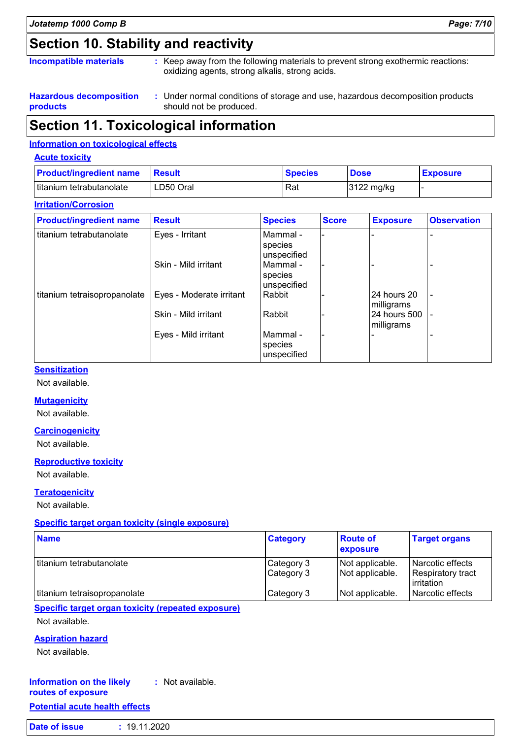## Section 10. Stability and reactivity

**Incompatible materials** : Keep away from the following materials to prevent strong exothermic reactions: oxidizing agents, strong alkalis, strong acids.

**Hazardous decomposition products** : Under normal conditions of storage and use, hazardous decomposition products should not be produced.

## Section 11. Toxicological information

### Information on toxicological effects

#### Acute toxicity

| Product/ingredient name | Result | Species | Dose | Exposure |
|---|---|---|---|---|
| titanium tetrabutanolate | LD50 Oral | Rat | 3122 mg/kg | - |

#### Irritation/Corrosion

| Product/ingredient name | Result | Species | Score | Exposure | Observation |
|---|---|---|---|---|---|
| titanium tetrabutanolate | Eyes - Irritant | Mammal - species unspecified | - | - | - |
| | Skin - Mild irritant | Mammal - species unspecified | - | - | - |
| titanium tetraisopropanolate | Eyes - Moderate irritant | Rabbit | - | 24 hours 20 milligrams | - |
| | Skin - Mild irritant | Rabbit | - | 24 hours 500 milligrams | - |
| | Eyes - Mild irritant | Mammal - species unspecified | - | - | - |

#### Sensitization

Not available.

#### Mutagenicity

Not available.

#### Carcinogenicity

Not available.

#### Reproductive toxicity

Not available.

#### Teratogenicity

Not available.

#### Specific target organ toxicity (single exposure)

| Name | Category | Route of exposure | Target organs |
|---|---|---|---|
| titanium tetrabutanolate | Category 3 | Not applicable. | Narcotic effects |
| | Category 3 | Not applicable. | Respiratory tract irritation |
| titanium tetraisopropanolate | Category 3 | Not applicable. | Narcotic effects |

#### Specific target organ toxicity (repeated exposure)

Not available.

#### Aspiration hazard

Not available.

**Information on the likely routes of exposure** : Not available.

### Potential acute health effects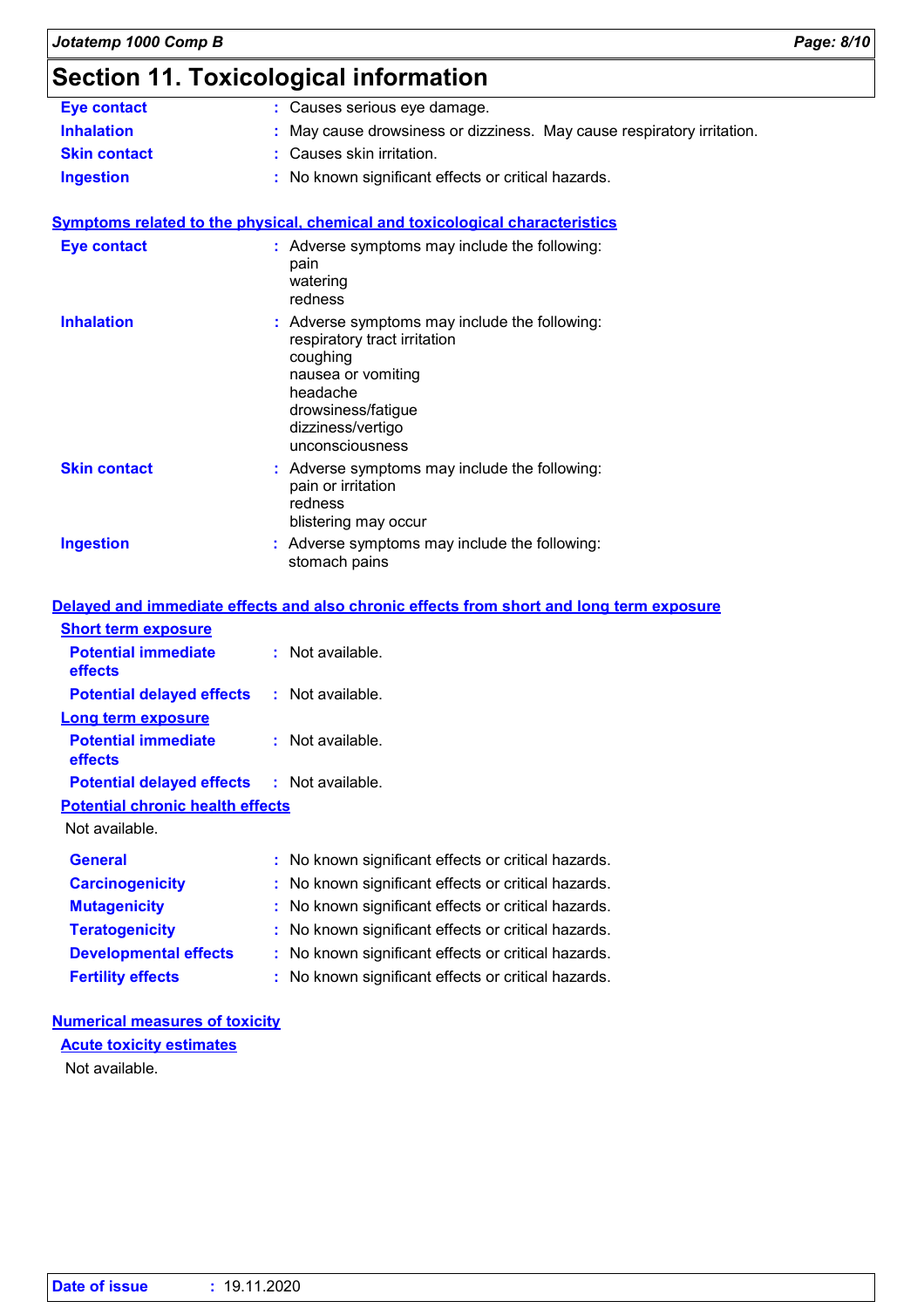# Section 11. Toxicological information

| | |
|---|---|
| **Eye contact** | : Causes serious eye damage. |
| **Inhalation** | : May cause drowsiness or dizziness. May cause respiratory irritation. |
| **Skin contact** | : Causes skin irritation. |
| **Ingestion** | : No known significant effects or critical hazards. |

## Symptoms related to the physical, chemical and toxicological characteristics

**Eye contact** : Adverse symptoms may include the following:
pain
watering
redness

**Inhalation** : Adverse symptoms may include the following:
respiratory tract irritation
coughing
nausea or vomiting
headache
drowsiness/fatigue
dizziness/vertigo
unconsciousness

**Skin contact** : Adverse symptoms may include the following:
pain or irritation
redness
blistering may occur

**Ingestion** : Adverse symptoms may include the following:
stomach pains

## Delayed and immediate effects and also chronic effects from short and long term exposure

### Short term exposure

| | |
|---|---|
| **Potential immediate effects** | : Not available. |
| **Potential delayed effects** | : Not available. |

### Long term exposure

| | |
|---|---|
| **Potential immediate effects** | : Not available. |
| **Potential delayed effects** | : Not available. |

### Potential chronic health effects

Not available.

| | |
|---|---|
| **General** | : No known significant effects or critical hazards. |
| **Carcinogenicity** | : No known significant effects or critical hazards. |
| **Mutagenicity** | : No known significant effects or critical hazards. |
| **Teratogenicity** | : No known significant effects or critical hazards. |
| **Developmental effects** | : No known significant effects or critical hazards. |
| **Fertility effects** | : No known significant effects or critical hazards. |

## Numerical measures of toxicity

### Acute toxicity estimates

Not available.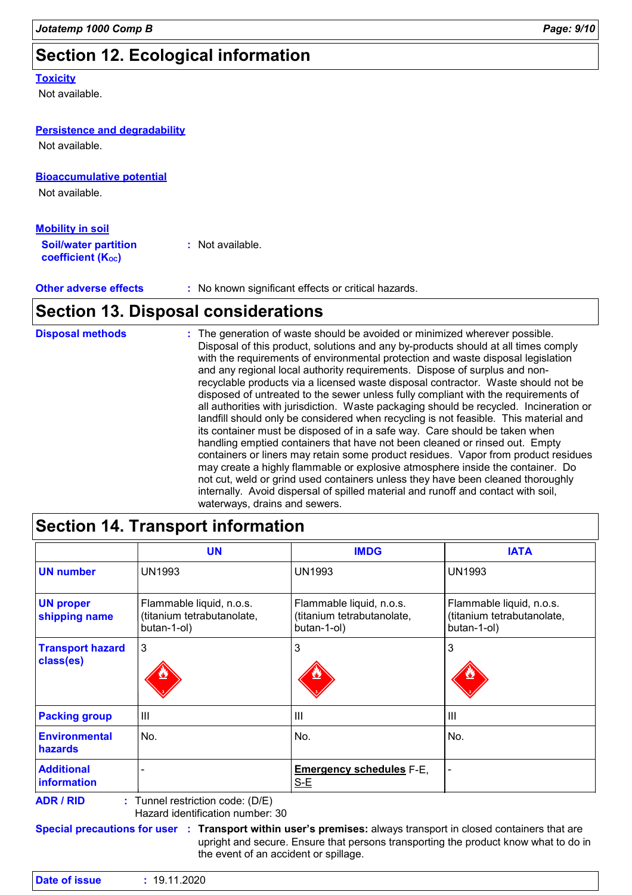## Section 12. Ecological information

### Toxicity

Not available.

### Persistence and degradability

Not available.

### Bioaccumulative potential

Not available.

### Mobility in soil

**Soil/water partition coefficient ($K_{OC}$)** : Not available.

**Other adverse effects** : No known significant effects or critical hazards.

## Section 13. Disposal considerations

**Disposal methods** : The generation of waste should be avoided or minimized wherever possible. Disposal of this product, solutions and any by-products should at all times comply with the requirements of environmental protection and waste disposal legislation and any regional local authority requirements. Dispose of surplus and non-recyclable products via a licensed waste disposal contractor. Waste should not be disposed of untreated to the sewer unless fully compliant with the requirements of all authorities with jurisdiction. Waste packaging should be recycled. Incineration or landfill should only be considered when recycling is not feasible. This material and its container must be disposed of in a safe way. Care should be taken when handling emptied containers that have not been cleaned or rinsed out. Empty containers or liners may retain some product residues. Vapor from product residues may create a highly flammable or explosive atmosphere inside the container. Do not cut, weld or grind used containers unless they have been cleaned thoroughly internally. Avoid dispersal of spilled material and runoff and contact with soil, waterways, drains and sewers.

## Section 14. Transport information

| | UN | IMDG | IATA |
|---|---|---|---|
| **UN number** | UN1993 | UN1993 | UN1993 |
| **UN proper shipping name** | Flammable liquid, n.o.s. (titanium tetrabutanolate, butan-1-ol) | Flammable liquid, n.o.s. (titanium tetrabutanolate, butan-1-ol) | Flammable liquid, n.o.s. (titanium tetrabutanolate, butan-1-ol) |
| **Transport hazard class(es)** | 3 | 3 | 3 |
| **Packing group** | III | III | III |
| **Environmental hazards** | No. | No. | No. |
| **Additional information** | - | **Emergency schedules** F-E, S-E | - |

**ADR / RID** : Tunnel restriction code: (D/E)
Hazard identification number: 30

**Special precautions for user** : **Transport within user's premises:** always transport in closed containers that are upright and secure. Ensure that persons transporting the product know what to do in the event of an accident or spillage.

**Date of issue** : 19.11.2020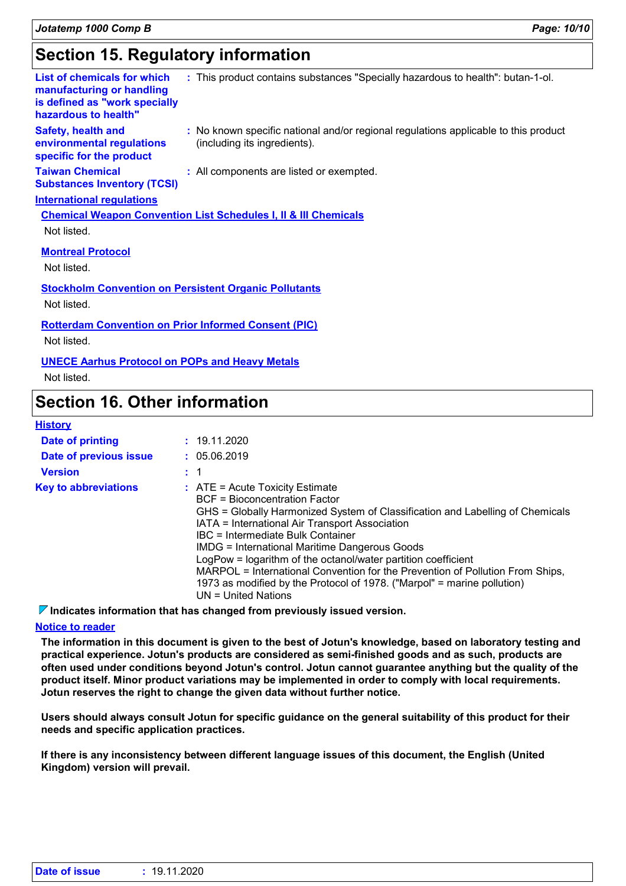## Section 15. Regulatory information

**List of chemicals for which manufacturing or handling is defined as "work specially hazardous to health"** : This product contains substances "Specially hazardous to health": butan-1-ol.

**Safety, health and environmental regulations specific for the product** : No known specific national and/or regional regulations applicable to this product (including its ingredients).

**Taiwan Chemical Substances Inventory (TCSI)** : All components are listed or exempted.

**International regulations**

**Chemical Weapon Convention List Schedules I, II & III Chemicals**

Not listed.

**Montreal Protocol**

Not listed.

**Stockholm Convention on Persistent Organic Pollutants**

Not listed.

**Rotterdam Convention on Prior Informed Consent (PIC)**

Not listed.

**UNECE Aarhus Protocol on POPs and Heavy Metals**

Not listed.

## Section 16. Other information

**History**

**Date of printing** : 19.11.2020

**Date of previous issue** : 05.06.2019

**Version** : 1

**Key to abbreviations** :
ATE = Acute Toxicity Estimate
BCF = Bioconcentration Factor
GHS = Globally Harmonized System of Classification and Labelling of Chemicals
IATA = International Air Transport Association
IBC = Intermediate Bulk Container
IMDG = International Maritime Dangerous Goods
LogPow = logarithm of the octanol/water partition coefficient
MARPOL = International Convention for the Prevention of Pollution From Ships, 1973 as modified by the Protocol of 1978. ("Marpol" = marine pollution)
UN = United Nations

**Indicates information that has changed from previously issued version.**

**Notice to reader**

**The information in this document is given to the best of Jotun's knowledge, based on laboratory testing and practical experience. Jotun's products are considered as semi-finished goods and as such, products are often used under conditions beyond Jotun's control. Jotun cannot guarantee anything but the quality of the product itself. Minor product variations may be implemented in order to comply with local requirements. Jotun reserves the right to change the given data without further notice.**

**Users should always consult Jotun for specific guidance on the general suitability of this product for their needs and specific application practices.**

**If there is any inconsistency between different language issues of this document, the English (United Kingdom) version will prevail.**